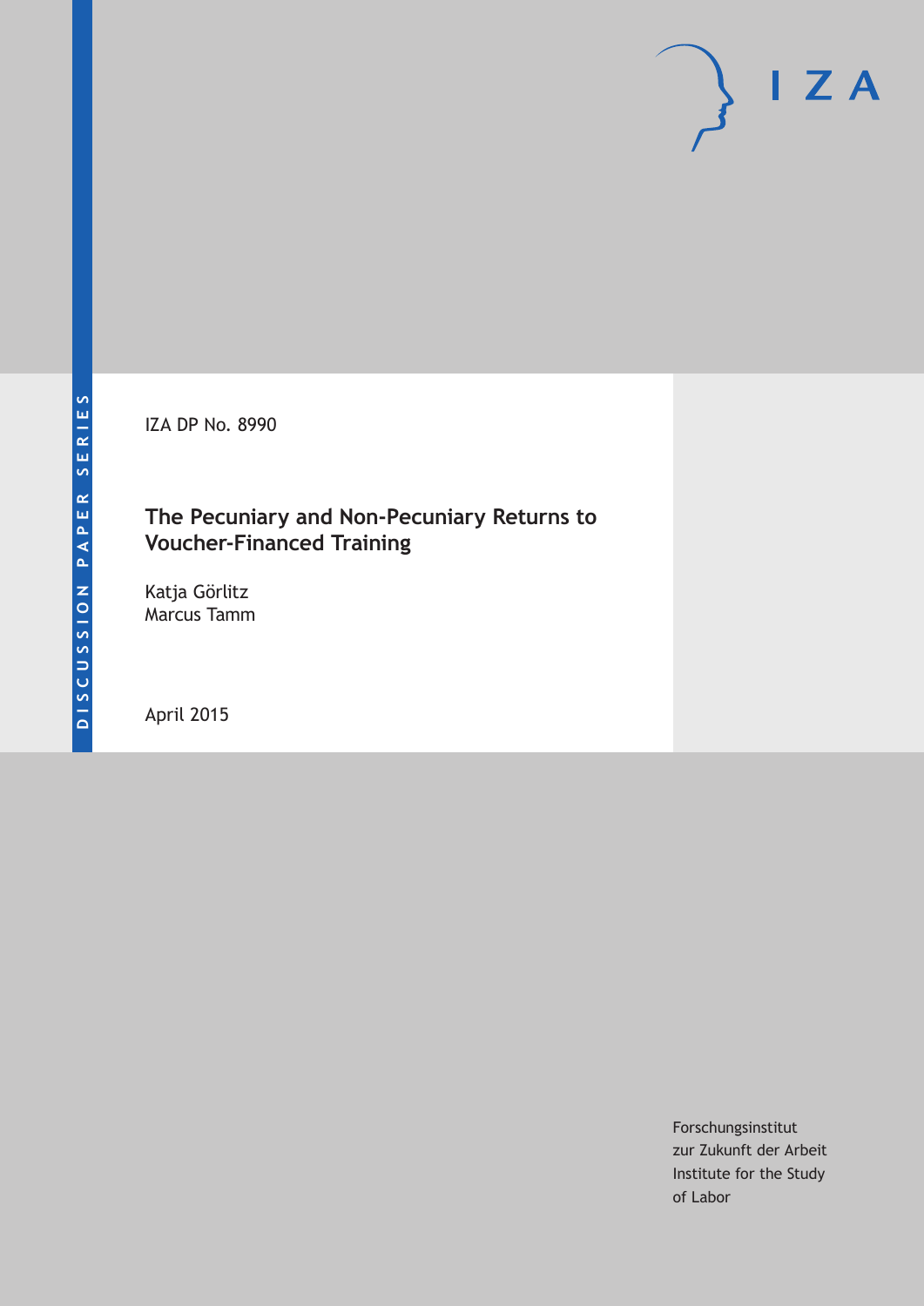DISCUSSION PAPER SERIES

IZA DP No. 8990

# The Pecuniary and Non-Pecuniary Returns to Voucher-Financed Training

Katja Görlitz
Marcus Tamm

April 2015

IZA

Forschungsinstitut
zur Zukunft der Arbeit
Institute for the Study
of Labor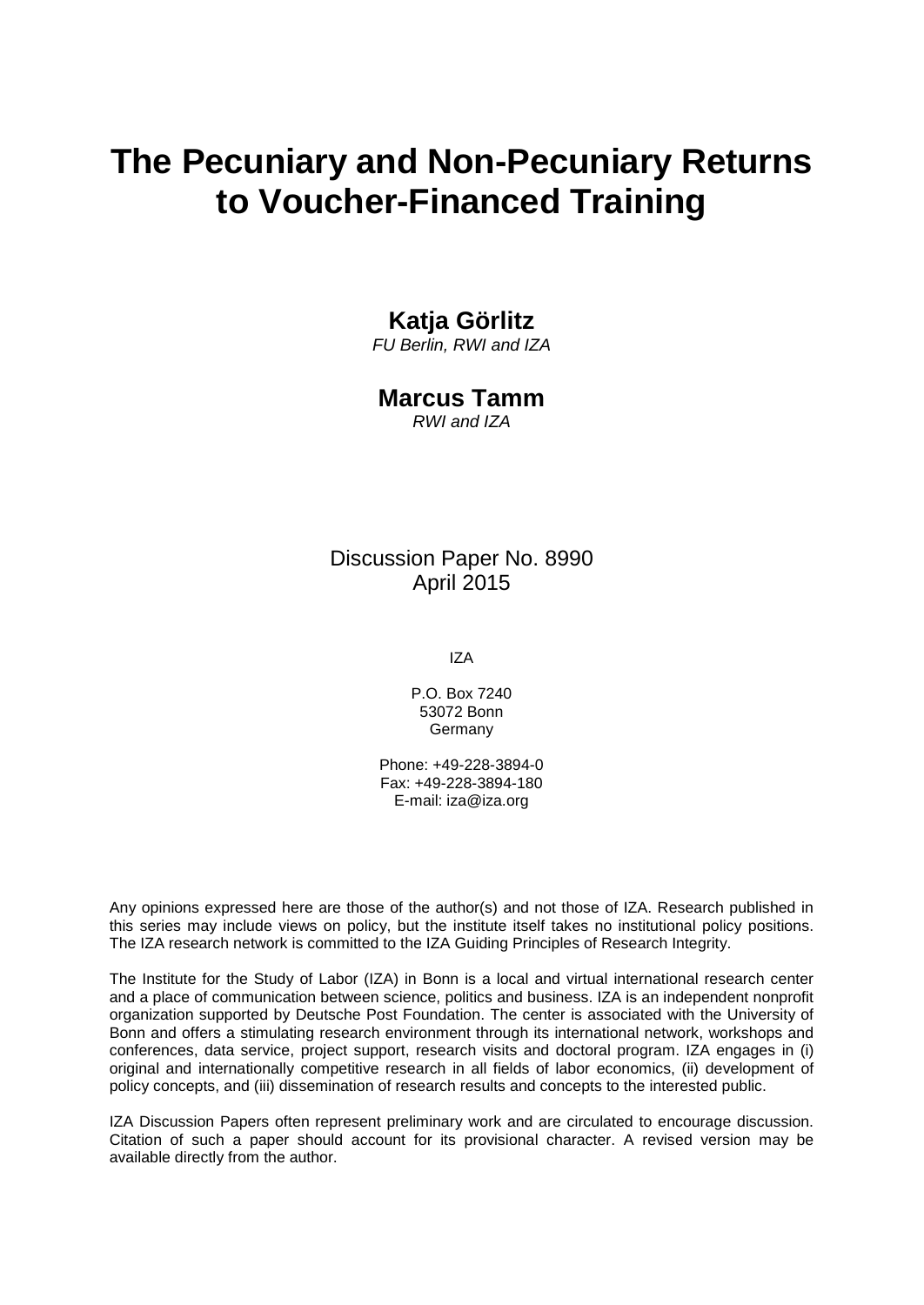# The Pecuniary and Non-Pecuniary Returns to Voucher-Financed Training

**Katja Görlitz**

*FU Berlin, RWI and IZA*

**Marcus Tamm**

*RWI and IZA*

Discussion Paper No. 8990
April 2015

IZA

P.O. Box 7240
53072 Bonn
Germany

Phone: +49-228-3894-0
Fax: +49-228-3894-180
E-mail: iza@iza.org

Any opinions expressed here are those of the author(s) and not those of IZA. Research published in this series may include views on policy, but the institute itself takes no institutional policy positions. The IZA research network is committed to the IZA Guiding Principles of Research Integrity.

The Institute for the Study of Labor (IZA) in Bonn is a local and virtual international research center and a place of communication between science, politics and business. IZA is an independent nonprofit organization supported by Deutsche Post Foundation. The center is associated with the University of Bonn and offers a stimulating research environment through its international network, workshops and conferences, data service, project support, research visits and doctoral program. IZA engages in (i) original and internationally competitive research in all fields of labor economics, (ii) development of policy concepts, and (iii) dissemination of research results and concepts to the interested public.

IZA Discussion Papers often represent preliminary work and are circulated to encourage discussion. Citation of such a paper should account for its provisional character. A revised version may be available directly from the author.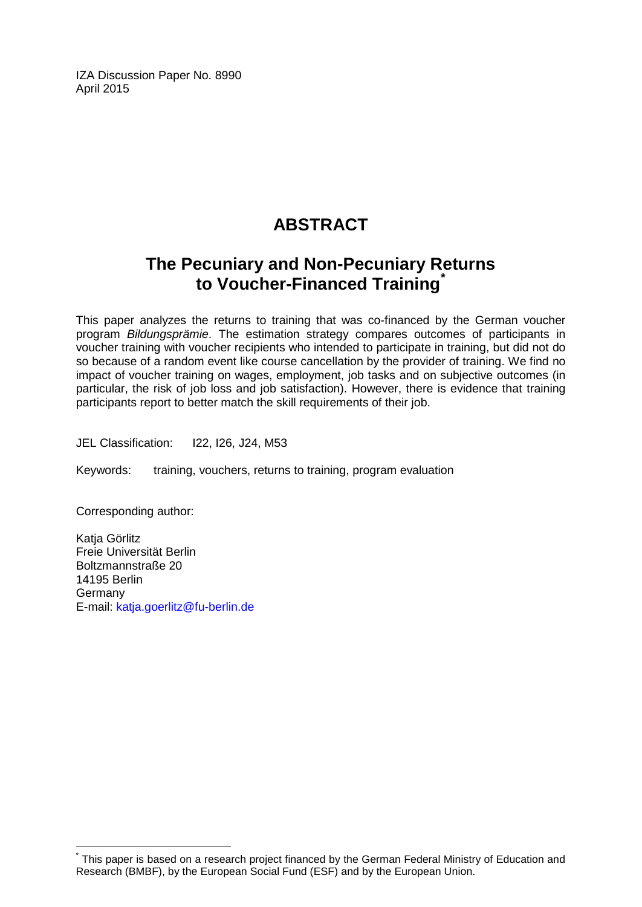IZA Discussion Paper No. 8990
April 2015

# ABSTRACT

## The Pecuniary and Non-Pecuniary Returns to Voucher-Financed Training[*]

This paper analyzes the returns to training that was co-financed by the German voucher program *Bildungsprämie*. The estimation strategy compares outcomes of participants in voucher training with voucher recipients who intended to participate in training, but did not do so because of a random event like course cancellation by the provider of training. We find no impact of voucher training on wages, employment, job tasks and on subjective outcomes (in particular, the risk of job loss and job satisfaction). However, there is evidence that training participants report to better match the skill requirements of their job.

JEL Classification: I22, I26, J24, M53

Keywords: training, vouchers, returns to training, program evaluation

Corresponding author:

Katja Görlitz
Freie Universität Berlin
Boltzmannstraße 20
14195 Berlin
Germany
E-mail: katja.goerlitz@fu-berlin.de

[*] This paper is based on a research project financed by the German Federal Ministry of Education and Research (BMBF), by the European Social Fund (ESF) and by the European Union.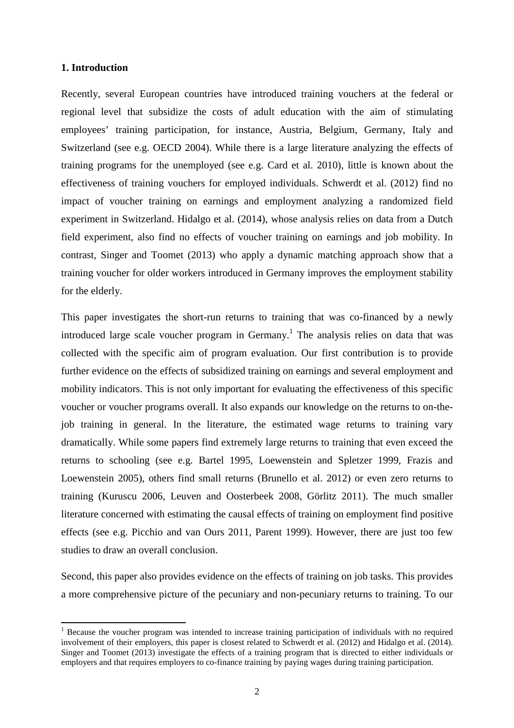## 1. Introduction

Recently, several European countries have introduced training vouchers at the federal or regional level that subsidize the costs of adult education with the aim of stimulating employees' training participation, for instance, Austria, Belgium, Germany, Italy and Switzerland (see e.g. OECD 2004). While there is a large literature analyzing the effects of training programs for the unemployed (see e.g. Card et al. 2010), little is known about the effectiveness of training vouchers for employed individuals. Schwerdt et al. (2012) find no impact of voucher training on earnings and employment analyzing a randomized field experiment in Switzerland. Hidalgo et al. (2014), whose analysis relies on data from a Dutch field experiment, also find no effects of voucher training on earnings and job mobility. In contrast, Singer and Toomet (2013) who apply a dynamic matching approach show that a training voucher for older workers introduced in Germany improves the employment stability for the elderly.

This paper investigates the short-run returns to training that was co-financed by a newly introduced large scale voucher program in Germany.[1] The analysis relies on data that was collected with the specific aim of program evaluation. Our first contribution is to provide further evidence on the effects of subsidized training on earnings and several employment and mobility indicators. This is not only important for evaluating the effectiveness of this specific voucher or voucher programs overall. It also expands our knowledge on the returns to on-the-job training in general. In the literature, the estimated wage returns to training vary dramatically. While some papers find extremely large returns to training that even exceed the returns to schooling (see e.g. Bartel 1995, Loewenstein and Spletzer 1999, Frazis and Loewenstein 2005), others find small returns (Brunello et al. 2012) or even zero returns to training (Kuruscu 2006, Leuven and Oosterbeek 2008, Görlitz 2011). The much smaller literature concerned with estimating the causal effects of training on employment find positive effects (see e.g. Picchio and van Ours 2011, Parent 1999). However, there are just too few studies to draw an overall conclusion.

Second, this paper also provides evidence on the effects of training on job tasks. This provides a more comprehensive picture of the pecuniary and non-pecuniary returns to training. To our

[1] Because the voucher program was intended to increase training participation of individuals with no required involvement of their employers, this paper is closest related to Schwerdt et al. (2012) and Hidalgo et al. (2014). Singer and Toomet (2013) investigate the effects of a training program that is directed to either individuals or employers and that requires employers to co-finance training by paying wages during training participation.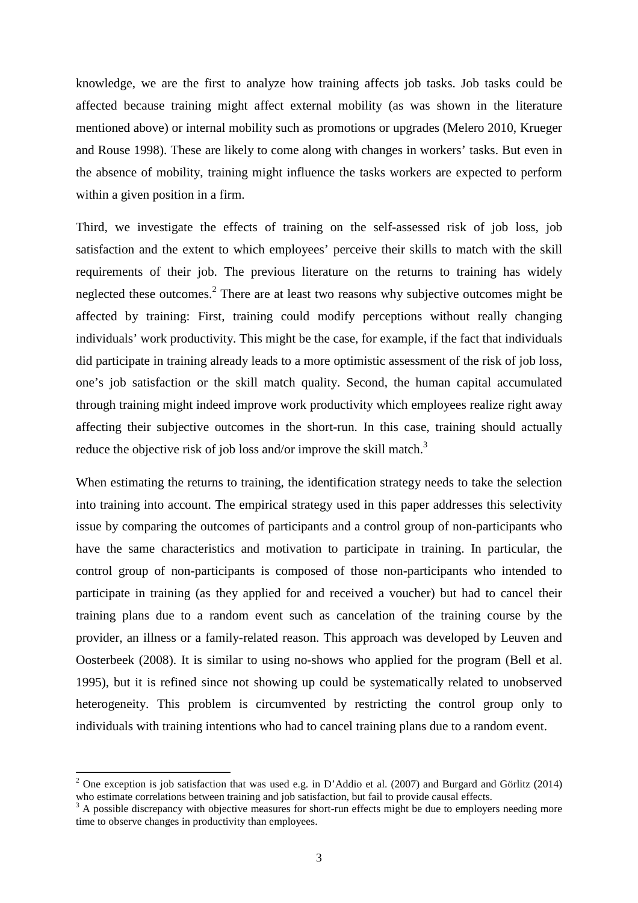knowledge, we are the first to analyze how training affects job tasks. Job tasks could be affected because training might affect external mobility (as was shown in the literature mentioned above) or internal mobility such as promotions or upgrades (Melero 2010, Krueger and Rouse 1998). These are likely to come along with changes in workers' tasks. But even in the absence of mobility, training might influence the tasks workers are expected to perform within a given position in a firm.

Third, we investigate the effects of training on the self-assessed risk of job loss, job satisfaction and the extent to which employees' perceive their skills to match with the skill requirements of their job. The previous literature on the returns to training has widely neglected these outcomes.[2] There are at least two reasons why subjective outcomes might be affected by training: First, training could modify perceptions without really changing individuals' work productivity. This might be the case, for example, if the fact that individuals did participate in training already leads to a more optimistic assessment of the risk of job loss, one's job satisfaction or the skill match quality. Second, the human capital accumulated through training might indeed improve work productivity which employees realize right away affecting their subjective outcomes in the short-run. In this case, training should actually reduce the objective risk of job loss and/or improve the skill match.[3]

When estimating the returns to training, the identification strategy needs to take the selection into training into account. The empirical strategy used in this paper addresses this selectivity issue by comparing the outcomes of participants and a control group of non-participants who have the same characteristics and motivation to participate in training. In particular, the control group of non-participants is composed of those non-participants who intended to participate in training (as they applied for and received a voucher) but had to cancel their training plans due to a random event such as cancelation of the training course by the provider, an illness or a family-related reason. This approach was developed by Leuven and Oosterbeek (2008). It is similar to using no-shows who applied for the program (Bell et al. 1995), but it is refined since not showing up could be systematically related to unobserved heterogeneity. This problem is circumvented by restricting the control group only to individuals with training intentions who had to cancel training plans due to a random event.

---

[2] One exception is job satisfaction that was used e.g. in D'Addio et al. (2007) and Burgard and Görlitz (2014) who estimate correlations between training and job satisfaction, but fail to provide causal effects.

[3] A possible discrepancy with objective measures for short-run effects might be due to employers needing more time to observe changes in productivity than employees.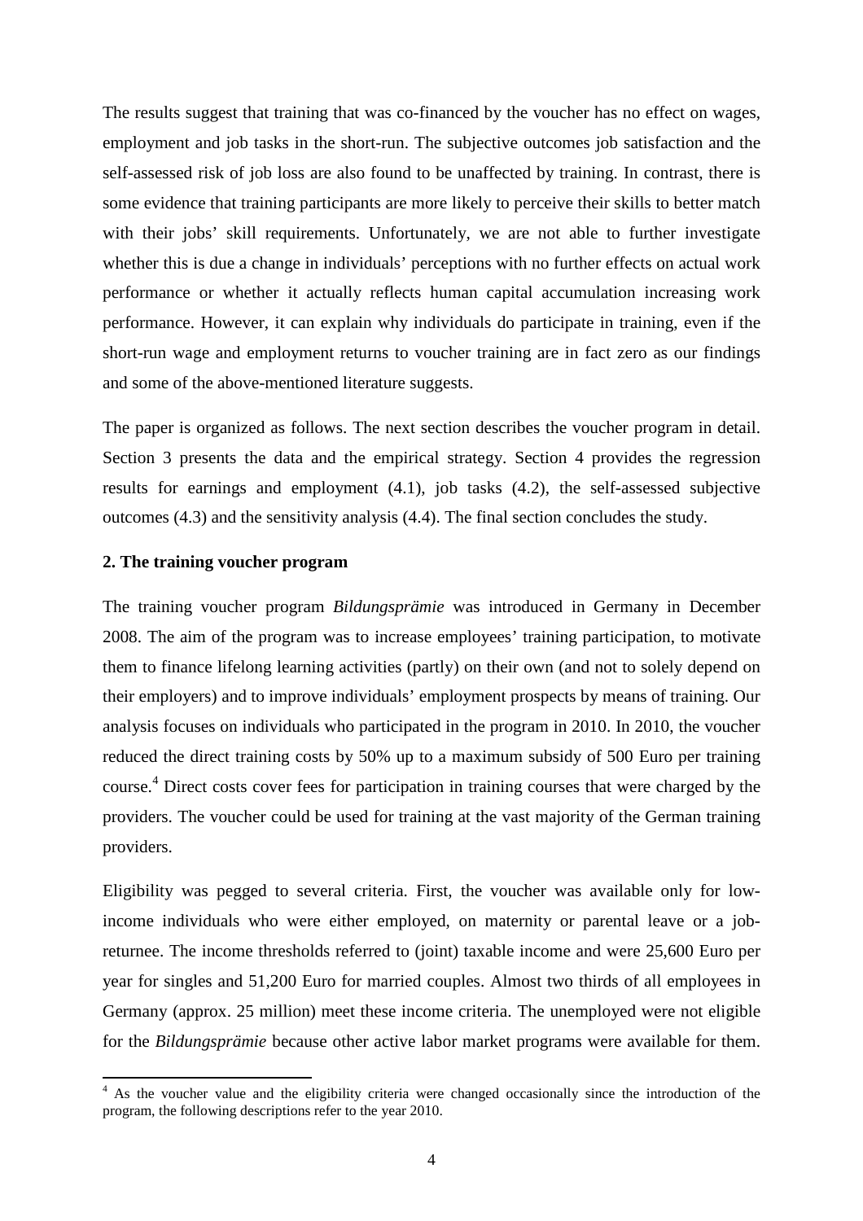The results suggest that training that was co-financed by the voucher has no effect on wages, employment and job tasks in the short-run. The subjective outcomes job satisfaction and the self-assessed risk of job loss are also found to be unaffected by training. In contrast, there is some evidence that training participants are more likely to perceive their skills to better match with their jobs' skill requirements. Unfortunately, we are not able to further investigate whether this is due a change in individuals' perceptions with no further effects on actual work performance or whether it actually reflects human capital accumulation increasing work performance. However, it can explain why individuals do participate in training, even if the short-run wage and employment returns to voucher training are in fact zero as our findings and some of the above-mentioned literature suggests.

The paper is organized as follows. The next section describes the voucher program in detail. Section 3 presents the data and the empirical strategy. Section 4 provides the regression results for earnings and employment (4.1), job tasks (4.2), the self-assessed subjective outcomes (4.3) and the sensitivity analysis (4.4). The final section concludes the study.

## 2. The training voucher program

The training voucher program *Bildungsprämie* was introduced in Germany in December 2008. The aim of the program was to increase employees' training participation, to motivate them to finance lifelong learning activities (partly) on their own (and not to solely depend on their employers) and to improve individuals' employment prospects by means of training. Our analysis focuses on individuals who participated in the program in 2010. In 2010, the voucher reduced the direct training costs by 50% up to a maximum subsidy of 500 Euro per training course.[4] Direct costs cover fees for participation in training courses that were charged by the providers. The voucher could be used for training at the vast majority of the German training providers.

Eligibility was pegged to several criteria. First, the voucher was available only for low-income individuals who were either employed, on maternity or parental leave or a job-returnee. The income thresholds referred to (joint) taxable income and were 25,600 Euro per year for singles and 51,200 Euro for married couples. Almost two thirds of all employees in Germany (approx. 25 million) meet these income criteria. The unemployed were not eligible for the *Bildungsprämie* because other active labor market programs were available for them.

[4] As the voucher value and the eligibility criteria were changed occasionally since the introduction of the program, the following descriptions refer to the year 2010.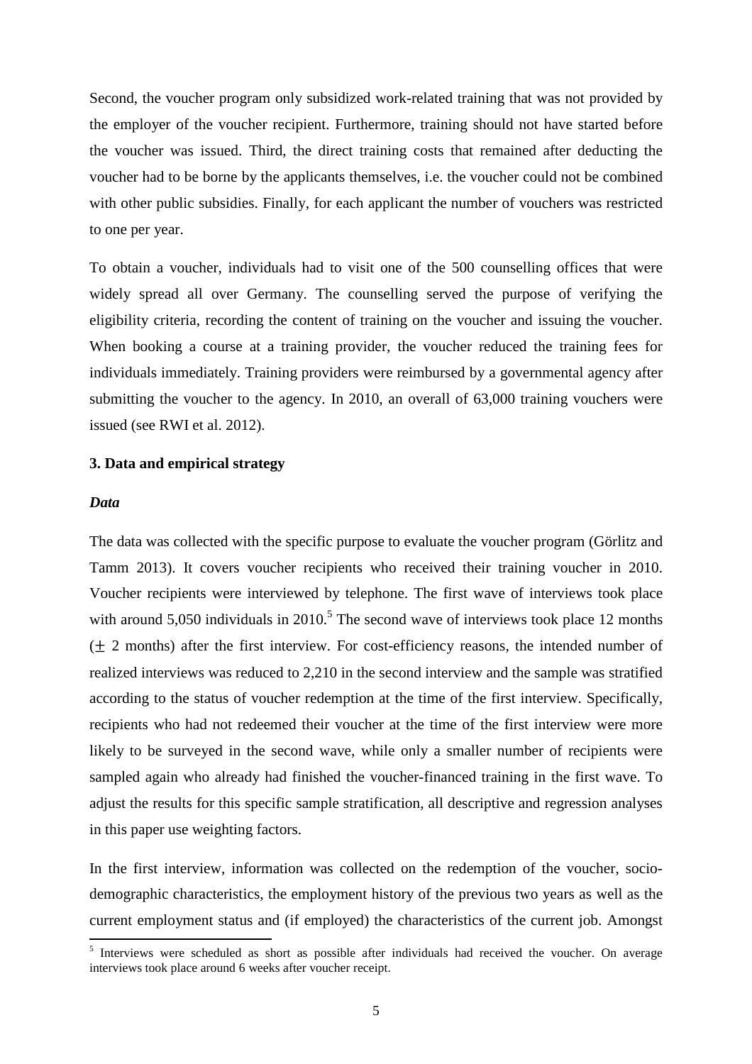Second, the voucher program only subsidized work-related training that was not provided by the employer of the voucher recipient. Furthermore, training should not have started before the voucher was issued. Third, the direct training costs that remained after deducting the voucher had to be borne by the applicants themselves, i.e. the voucher could not be combined with other public subsidies. Finally, for each applicant the number of vouchers was restricted to one per year.

To obtain a voucher, individuals had to visit one of the 500 counselling offices that were widely spread all over Germany. The counselling served the purpose of verifying the eligibility criteria, recording the content of training on the voucher and issuing the voucher. When booking a course at a training provider, the voucher reduced the training fees for individuals immediately. Training providers were reimbursed by a governmental agency after submitting the voucher to the agency. In 2010, an overall of 63,000 training vouchers were issued (see RWI et al. 2012).

### 3. Data and empirical strategy

#### *Data*

The data was collected with the specific purpose to evaluate the voucher program (Görlitz and Tamm 2013). It covers voucher recipients who received their training voucher in 2010. Voucher recipients were interviewed by telephone. The first wave of interviews took place with around 5,050 individuals in 2010.[5] The second wave of interviews took place 12 months ($\pm$ 2 months) after the first interview. For cost-efficiency reasons, the intended number of realized interviews was reduced to 2,210 in the second interview and the sample was stratified according to the status of voucher redemption at the time of the first interview. Specifically, recipients who had not redeemed their voucher at the time of the first interview were more likely to be surveyed in the second wave, while only a smaller number of recipients were sampled again who already had finished the voucher-financed training in the first wave. To adjust the results for this specific sample stratification, all descriptive and regression analyses in this paper use weighting factors.

In the first interview, information was collected on the redemption of the voucher, socio-demographic characteristics, the employment history of the previous two years as well as the current employment status and (if employed) the characteristics of the current job. Amongst

[5] Interviews were scheduled as short as possible after individuals had received the voucher. On average interviews took place around 6 weeks after voucher receipt.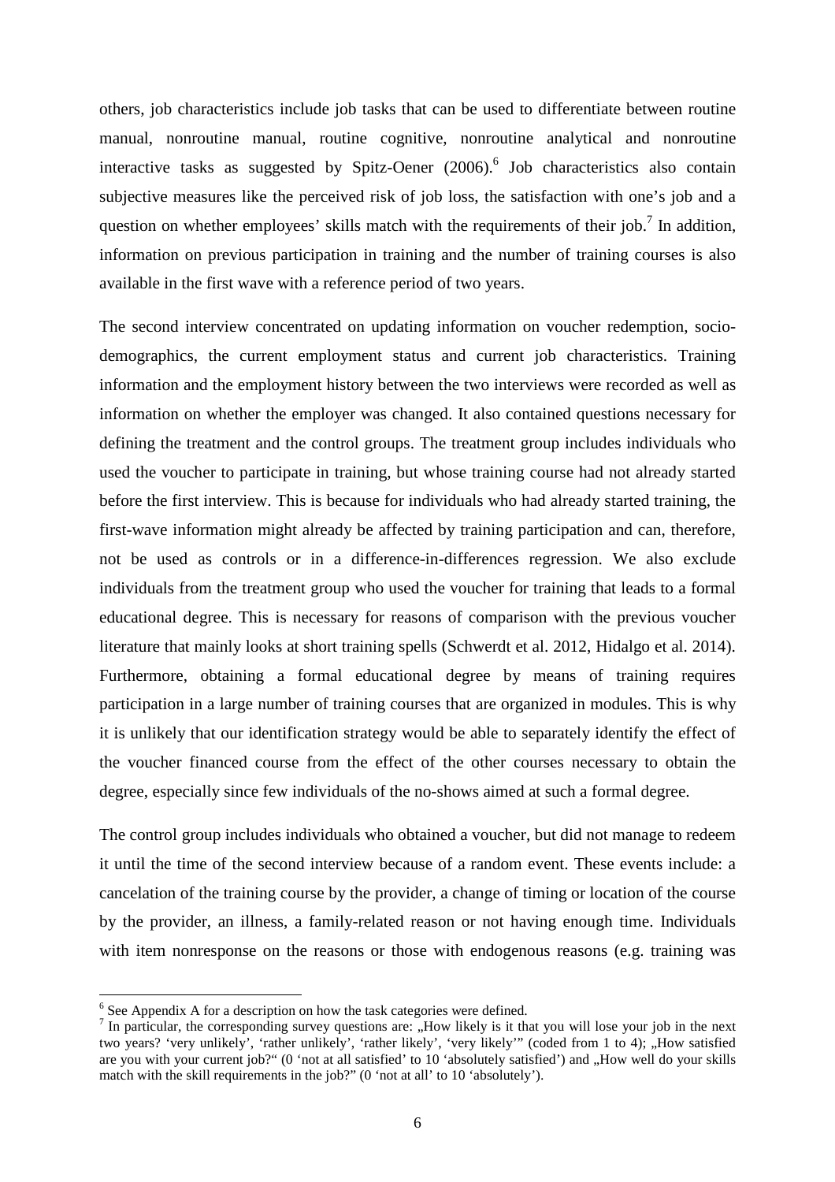others, job characteristics include job tasks that can be used to differentiate between routine manual, nonroutine manual, routine cognitive, nonroutine analytical and nonroutine interactive tasks as suggested by Spitz-Oener (2006).[6] Job characteristics also contain subjective measures like the perceived risk of job loss, the satisfaction with one's job and a question on whether employees' skills match with the requirements of their job.[7] In addition, information on previous participation in training and the number of training courses is also available in the first wave with a reference period of two years.

The second interview concentrated on updating information on voucher redemption, socio-demographics, the current employment status and current job characteristics. Training information and the employment history between the two interviews were recorded as well as information on whether the employer was changed. It also contained questions necessary for defining the treatment and the control groups. The treatment group includes individuals who used the voucher to participate in training, but whose training course had not already started before the first interview. This is because for individuals who had already started training, the first-wave information might already be affected by training participation and can, therefore, not be used as controls or in a difference-in-differences regression. We also exclude individuals from the treatment group who used the voucher for training that leads to a formal educational degree. This is necessary for reasons of comparison with the previous voucher literature that mainly looks at short training spells (Schwerdt et al. 2012, Hidalgo et al. 2014). Furthermore, obtaining a formal educational degree by means of training requires participation in a large number of training courses that are organized in modules. This is why it is unlikely that our identification strategy would be able to separately identify the effect of the voucher financed course from the effect of the other courses necessary to obtain the degree, especially since few individuals of the no-shows aimed at such a formal degree.

The control group includes individuals who obtained a voucher, but did not manage to redeem it until the time of the second interview because of a random event. These events include: a cancelation of the training course by the provider, a change of timing or location of the course by the provider, an illness, a family-related reason or not having enough time. Individuals with item nonresponse on the reasons or those with endogenous reasons (e.g. training was

---

[6] See Appendix A for a description on how the task categories were defined.

[7] In particular, the corresponding survey questions are: „How likely is it that you will lose your job in the next two years? 'very unlikely', 'rather unlikely', 'rather likely', 'very likely'" (coded from 1 to 4); „How satisfied are you with your current job?" (0 'not at all satisfied' to 10 'absolutely satisfied') and „How well do your skills match with the skill requirements in the job?" (0 'not at all' to 10 'absolutely').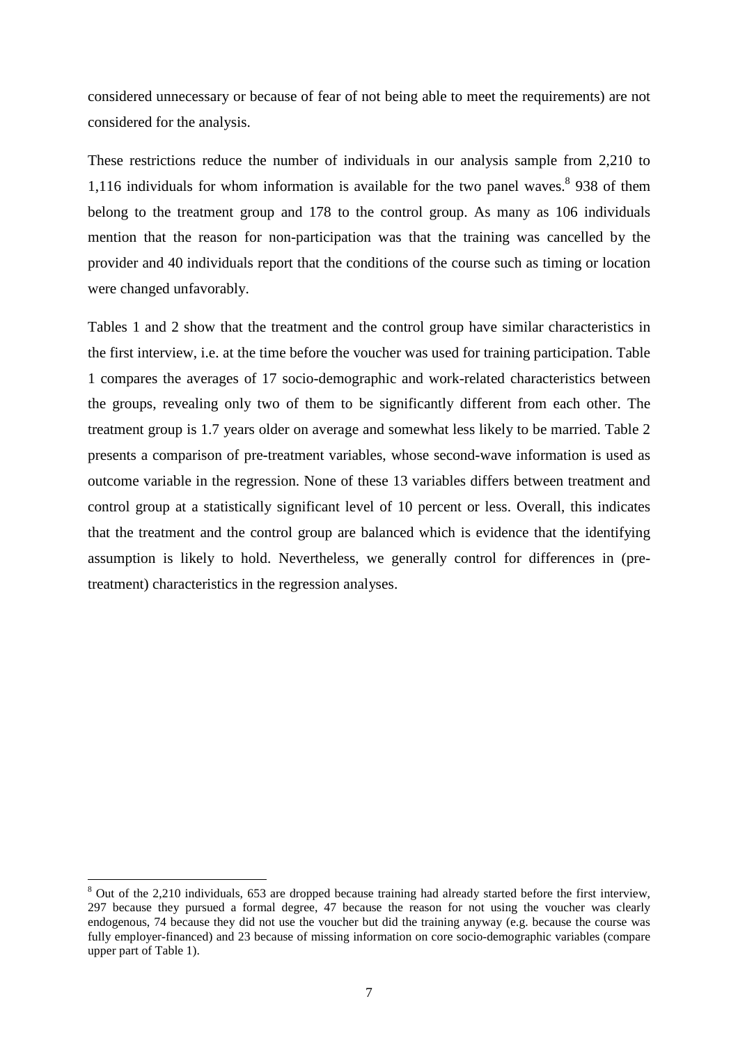considered unnecessary or because of fear of not being able to meet the requirements) are not considered for the analysis.

These restrictions reduce the number of individuals in our analysis sample from 2,210 to 1,116 individuals for whom information is available for the two panel waves.[8] 938 of them belong to the treatment group and 178 to the control group. As many as 106 individuals mention that the reason for non-participation was that the training was cancelled by the provider and 40 individuals report that the conditions of the course such as timing or location were changed unfavorably.

Tables 1 and 2 show that the treatment and the control group have similar characteristics in the first interview, i.e. at the time before the voucher was used for training participation. Table 1 compares the averages of 17 socio-demographic and work-related characteristics between the groups, revealing only two of them to be significantly different from each other. The treatment group is 1.7 years older on average and somewhat less likely to be married. Table 2 presents a comparison of pre-treatment variables, whose second-wave information is used as outcome variable in the regression. None of these 13 variables differs between treatment and control group at a statistically significant level of 10 percent or less. Overall, this indicates that the treatment and the control group are balanced which is evidence that the identifying assumption is likely to hold. Nevertheless, we generally control for differences in (pre-treatment) characteristics in the regression analyses.

[8] Out of the 2,210 individuals, 653 are dropped because training had already started before the first interview, 297 because they pursued a formal degree, 47 because the reason for not using the voucher was clearly endogenous, 74 because they did not use the voucher but did the training anyway (e.g. because the course was fully employer-financed) and 23 because of missing information on core socio-demographic variables (compare upper part of Table 1).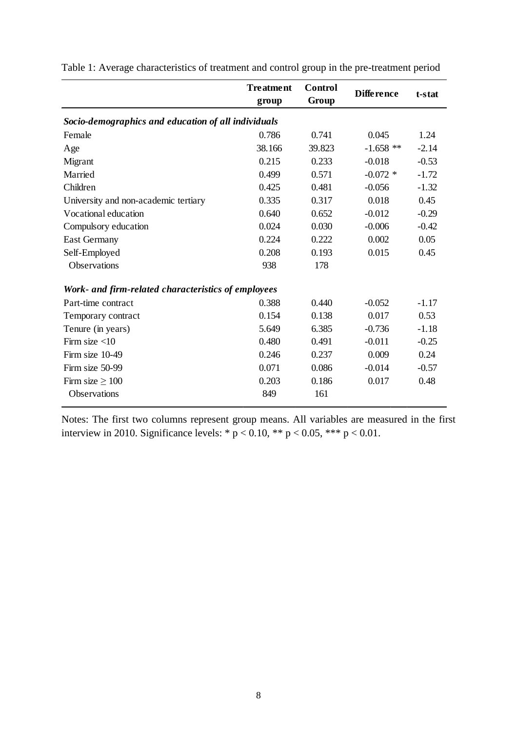Table 1: Average characteristics of treatment and control group in the pre-treatment period

| | Treatment group | Control Group | Difference | t-stat |
|---|---|---|---|---|
| ***Socio-demographics and education of all individuals*** | | | | |
| Female | 0.786 | 0.741 | 0.045 | 1.24 |
| Age | 38.166 | 39.823 | -1.658 ** | -2.14 |
| Migrant | 0.215 | 0.233 | -0.018 | -0.53 |
| Married | 0.499 | 0.571 | -0.072 * | -1.72 |
| Children | 0.425 | 0.481 | -0.056 | -1.32 |
| University and non-academic tertiary | 0.335 | 0.317 | 0.018 | 0.45 |
| Vocational education | 0.640 | 0.652 | -0.012 | -0.29 |
| Compulsory education | 0.024 | 0.030 | -0.006 | -0.42 |
| East Germany | 0.224 | 0.222 | 0.002 | 0.05 |
| Self-Employed | 0.208 | 0.193 | 0.015 | 0.45 |
| Observations | 938 | 178 | | |
| ***Work- and firm-related characteristics of employees*** | | | | |
| Part-time contract | 0.388 | 0.440 | -0.052 | -1.17 |
| Temporary contract | 0.154 | 0.138 | 0.017 | 0.53 |
| Tenure (in years) | 5.649 | 6.385 | -0.736 | -1.18 |
| Firm size <10 | 0.480 | 0.491 | -0.011 | -0.25 |
| Firm size 10-49 | 0.246 | 0.237 | 0.009 | 0.24 |
| Firm size 50-99 | 0.071 | 0.086 | -0.014 | -0.57 |
| Firm size $\geq$ 100 | 0.203 | 0.186 | 0.017 | 0.48 |
| Observations | 849 | 161 | | |

Notes: The first two columns represent group means. All variables are measured in the first interview in 2010. Significance levels: * $p < 0.10$, ** $p < 0.05$, *** $p < 0.01$.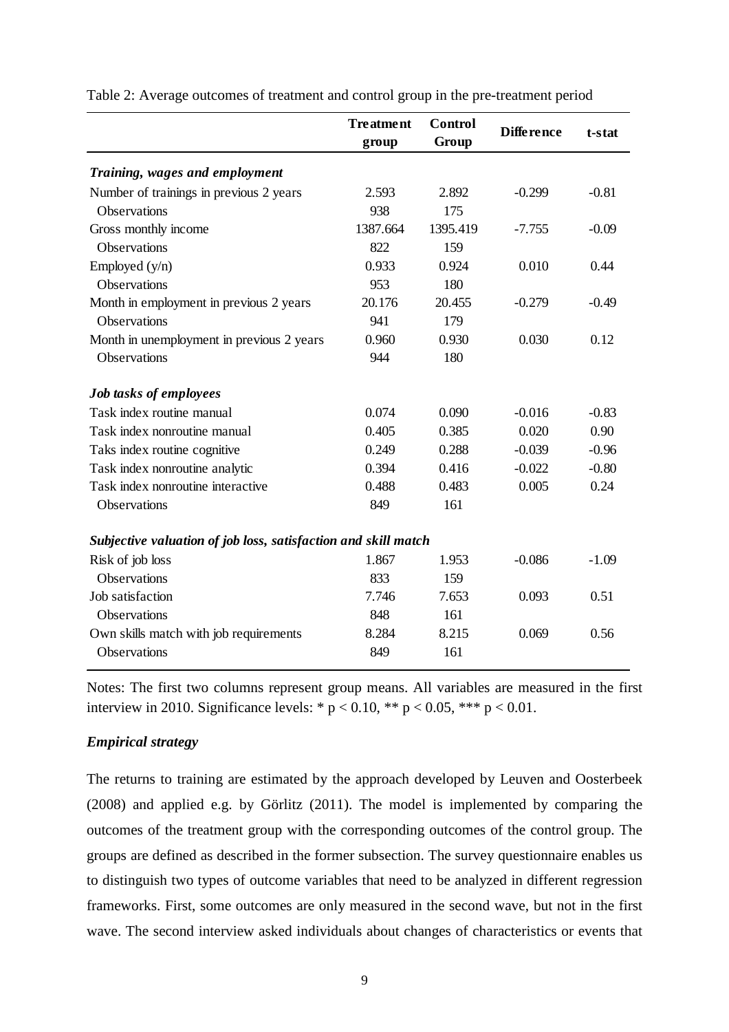Table 2: Average outcomes of treatment and control group in the pre-treatment period

| | Treatment group | Control Group | Difference | t-stat |
|---|---|---|---|---|
| ***Training, wages and employment*** | | | | |
| Number of trainings in previous 2 years | 2.593 | 2.892 | -0.299 | -0.81 |
| Observations | 938 | 175 | | |
| Gross monthly income | 1387.664 | 1395.419 | -7.755 | -0.09 |
| Observations | 822 | 159 | | |
| Employed (y/n) | 0.933 | 0.924 | 0.010 | 0.44 |
| Observations | 953 | 180 | | |
| Month in employment in previous 2 years | 20.176 | 20.455 | -0.279 | -0.49 |
| Observations | 941 | 179 | | |
| Month in unemployment in previous 2 years | 0.960 | 0.930 | 0.030 | 0.12 |
| Observations | 944 | 180 | | |
| ***Job tasks of employees*** | | | | |
| Task index routine manual | 0.074 | 0.090 | -0.016 | -0.83 |
| Task index nonroutine manual | 0.405 | 0.385 | 0.020 | 0.90 |
| Taks index routine cognitive | 0.249 | 0.288 | -0.039 | -0.96 |
| Task index nonroutine analytic | 0.394 | 0.416 | -0.022 | -0.80 |
| Task index nonroutine interactive | 0.488 | 0.483 | 0.005 | 0.24 |
| Observations | 849 | 161 | | |
| ***Subjective valuation of job loss, satisfaction and skill match*** | | | | |
| Risk of job loss | 1.867 | 1.953 | -0.086 | -1.09 |
| Observations | 833 | 159 | | |
| Job satisfaction | 7.746 | 7.653 | 0.093 | 0.51 |
| Observations | 848 | 161 | | |
| Own skills match with job requirements | 8.284 | 8.215 | 0.069 | 0.56 |
| Observations | 849 | 161 | | |

Notes: The first two columns represent group means. All variables are measured in the first interview in 2010. Significance levels: * $p < 0.10$, ** $p < 0.05$, *** $p < 0.01$.

### *Empirical strategy*

The returns to training are estimated by the approach developed by Leuven and Oosterbeek (2008) and applied e.g. by Görlitz (2011). The model is implemented by comparing the outcomes of the treatment group with the corresponding outcomes of the control group. The groups are defined as described in the former subsection. The survey questionnaire enables us to distinguish two types of outcome variables that need to be analyzed in different regression frameworks. First, some outcomes are only measured in the second wave, but not in the first wave. The second interview asked individuals about changes of characteristics or events that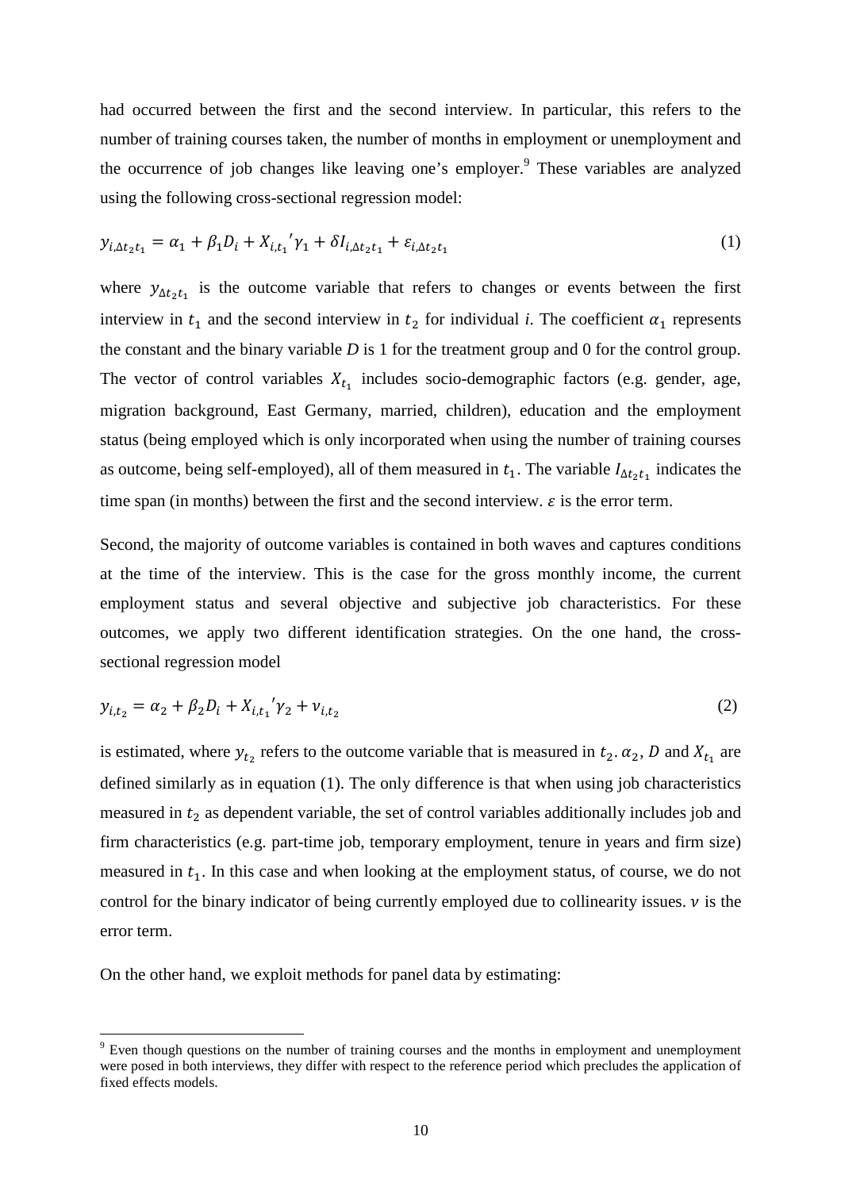had occurred between the first and the second interview. In particular, this refers to the number of training courses taken, the number of months in employment or unemployment and the occurrence of job changes like leaving one's employer.[9] These variables are analyzed using the following cross-sectional regression model:

$$y_{i,\Delta t_2 t_1} = \alpha_1 + \beta_1 D_i + X_{i,t_1}{}'\gamma_1 + \delta I_{i,\Delta t_2 t_1} + \varepsilon_{i,\Delta t_2 t_1} \tag{1}$$

where $y_{\Delta t_2 t_1}$ is the outcome variable that refers to changes or events between the first interview in $t_1$ and the second interview in $t_2$ for individual *i*. The coefficient $\alpha_1$ represents the constant and the binary variable *D* is 1 for the treatment group and 0 for the control group. The vector of control variables $X_{t_1}$ includes socio-demographic factors (e.g. gender, age, migration background, East Germany, married, children), education and the employment status (being employed which is only incorporated when using the number of training courses as outcome, being self-employed), all of them measured in $t_1$. The variable $I_{\Delta t_2 t_1}$ indicates the time span (in months) between the first and the second interview. $\varepsilon$ is the error term.

Second, the majority of outcome variables is contained in both waves and captures conditions at the time of the interview. This is the case for the gross monthly income, the current employment status and several objective and subjective job characteristics. For these outcomes, we apply two different identification strategies. On the one hand, the cross-sectional regression model

$$y_{i,t_2} = \alpha_2 + \beta_2 D_i + X_{i,t_1}{}'\gamma_2 + \nu_{i,t_2} \tag{2}$$

is estimated, where $y_{t_2}$ refers to the outcome variable that is measured in $t_2$. $\alpha_2$, $D$ and $X_{t_1}$ are defined similarly as in equation (1). The only difference is that when using job characteristics measured in $t_2$ as dependent variable, the set of control variables additionally includes job and firm characteristics (e.g. part-time job, temporary employment, tenure in years and firm size) measured in $t_1$. In this case and when looking at the employment status, of course, we do not control for the binary indicator of being currently employed due to collinearity issues. $\nu$ is the error term.

On the other hand, we exploit methods for panel data by estimating:

[9] Even though questions on the number of training courses and the months in employment and unemployment were posed in both interviews, they differ with respect to the reference period which precludes the application of fixed effects models.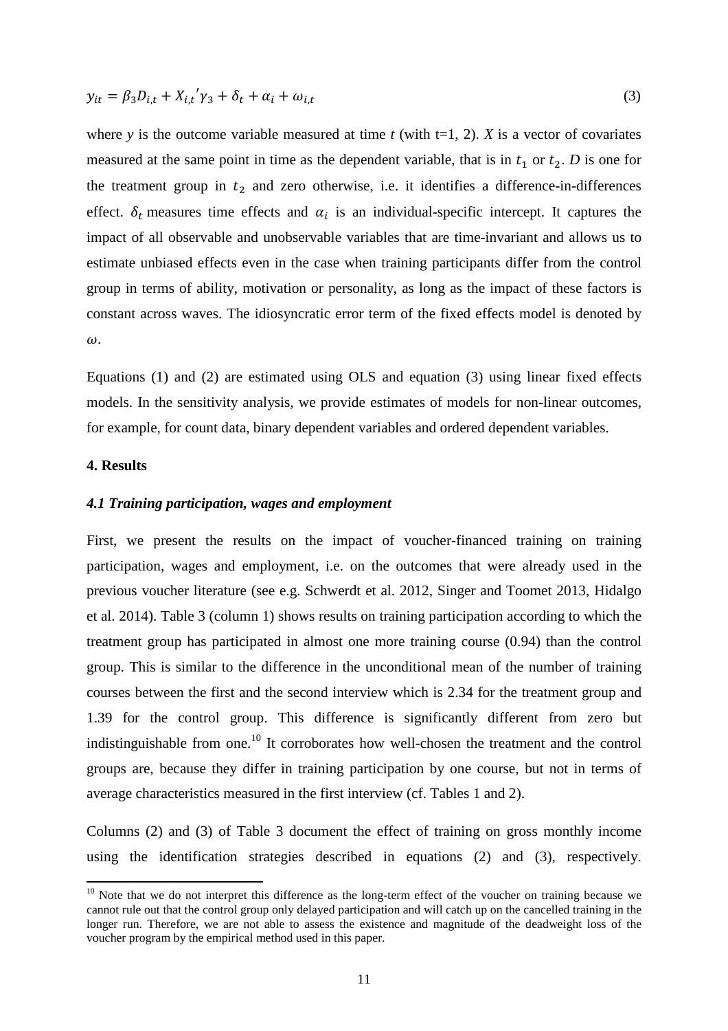$$y_{it} = \beta_3 D_{i,t} + X_{i,t}{}'\gamma_3 + \delta_t + \alpha_i + \omega_{i,t} \tag{3}$$

where $y$ is the outcome variable measured at time $t$ (with t=1, 2). $X$ is a vector of covariates measured at the same point in time as the dependent variable, that is in $t_1$ or $t_2$. $D$ is one for the treatment group in $t_2$ and zero otherwise, i.e. it identifies a difference-in-differences effect. $\delta_t$ measures time effects and $\alpha_i$ is an individual-specific intercept. It captures the impact of all observable and unobservable variables that are time-invariant and allows us to estimate unbiased effects even in the case when training participants differ from the control group in terms of ability, motivation or personality, as long as the impact of these factors is constant across waves. The idiosyncratic error term of the fixed effects model is denoted by $\omega$.

Equations (1) and (2) are estimated using OLS and equation (3) using linear fixed effects models. In the sensitivity analysis, we provide estimates of models for non-linear outcomes, for example, for count data, binary dependent variables and ordered dependent variables.

## 4. Results

### *4.1 Training participation, wages and employment*

First, we present the results on the impact of voucher-financed training on training participation, wages and employment, i.e. on the outcomes that were already used in the previous voucher literature (see e.g. Schwerdt et al. 2012, Singer and Toomet 2013, Hidalgo et al. 2014). Table 3 (column 1) shows results on training participation according to which the treatment group has participated in almost one more training course (0.94) than the control group. This is similar to the difference in the unconditional mean of the number of training courses between the first and the second interview which is 2.34 for the treatment group and 1.39 for the control group. This difference is significantly different from zero but indistinguishable from one.[10] It corroborates how well-chosen the treatment and the control groups are, because they differ in training participation by one course, but not in terms of average characteristics measured in the first interview (cf. Tables 1 and 2).

Columns (2) and (3) of Table 3 document the effect of training on gross monthly income using the identification strategies described in equations (2) and (3), respectively.

[10] Note that we do not interpret this difference as the long-term effect of the voucher on training because we cannot rule out that the control group only delayed participation and will catch up on the cancelled training in the longer run. Therefore, we are not able to assess the existence and magnitude of the deadweight loss of the voucher program by the empirical method used in this paper.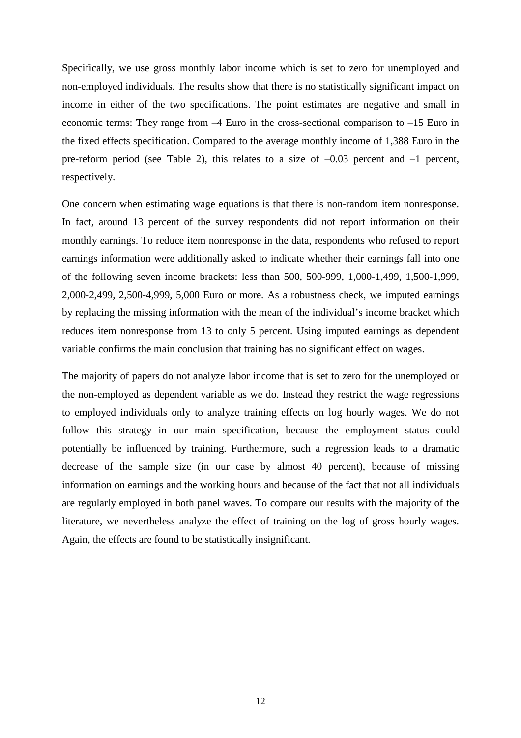Specifically, we use gross monthly labor income which is set to zero for unemployed and non-employed individuals. The results show that there is no statistically significant impact on income in either of the two specifications. The point estimates are negative and small in economic terms: They range from –4 Euro in the cross-sectional comparison to –15 Euro in the fixed effects specification. Compared to the average monthly income of 1,388 Euro in the pre-reform period (see Table 2), this relates to a size of –0.03 percent and –1 percent, respectively.

One concern when estimating wage equations is that there is non-random item nonresponse. In fact, around 13 percent of the survey respondents did not report information on their monthly earnings. To reduce item nonresponse in the data, respondents who refused to report earnings information were additionally asked to indicate whether their earnings fall into one of the following seven income brackets: less than 500, 500-999, 1,000-1,499, 1,500-1,999, 2,000-2,499, 2,500-4,999, 5,000 Euro or more. As a robustness check, we imputed earnings by replacing the missing information with the mean of the individual's income bracket which reduces item nonresponse from 13 to only 5 percent. Using imputed earnings as dependent variable confirms the main conclusion that training has no significant effect on wages.

The majority of papers do not analyze labor income that is set to zero for the unemployed or the non-employed as dependent variable as we do. Instead they restrict the wage regressions to employed individuals only to analyze training effects on log hourly wages. We do not follow this strategy in our main specification, because the employment status could potentially be influenced by training. Furthermore, such a regression leads to a dramatic decrease of the sample size (in our case by almost 40 percent), because of missing information on earnings and the working hours and because of the fact that not all individuals are regularly employed in both panel waves. To compare our results with the majority of the literature, we nevertheless analyze the effect of training on the log of gross hourly wages. Again, the effects are found to be statistically insignificant.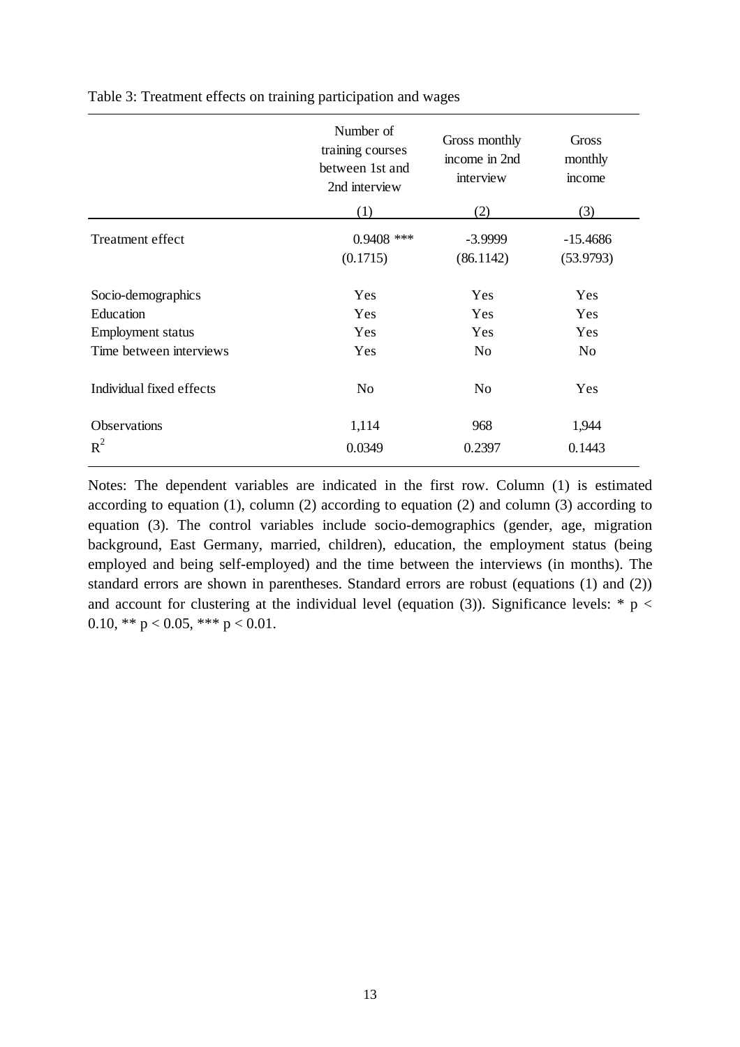Table 3: Treatment effects on training participation and wages

| | Number of training courses between 1st and 2nd interview | Gross monthly income in 2nd interview | Gross monthly income |
|---|---|---|---|
| | (1) | (2) | (3) |
| Treatment effect | 0.9408 *** | -3.9999 | -15.4686 |
| | (0.1715) | (86.1142) | (53.9793) |
| Socio-demographics | Yes | Yes | Yes |
| Education | Yes | Yes | Yes |
| Employment status | Yes | Yes | Yes |
| Time between interviews | Yes | No | No |
| Individual fixed effects | No | No | Yes |
| Observations | 1,114 | 968 | 1,944 |
| $R^2$ | 0.0349 | 0.2397 | 0.1443 |

Notes: The dependent variables are indicated in the first row. Column (1) is estimated according to equation (1), column (2) according to equation (2) and column (3) according to equation (3). The control variables include socio-demographics (gender, age, migration background, East Germany, married, children), education, the employment status (being employed and being self-employed) and the time between the interviews (in months). The standard errors are shown in parentheses. Standard errors are robust (equations (1) and (2)) and account for clustering at the individual level (equation (3)). Significance levels: * $p < 0.10$, ** $p < 0.05$, *** $p < 0.01$.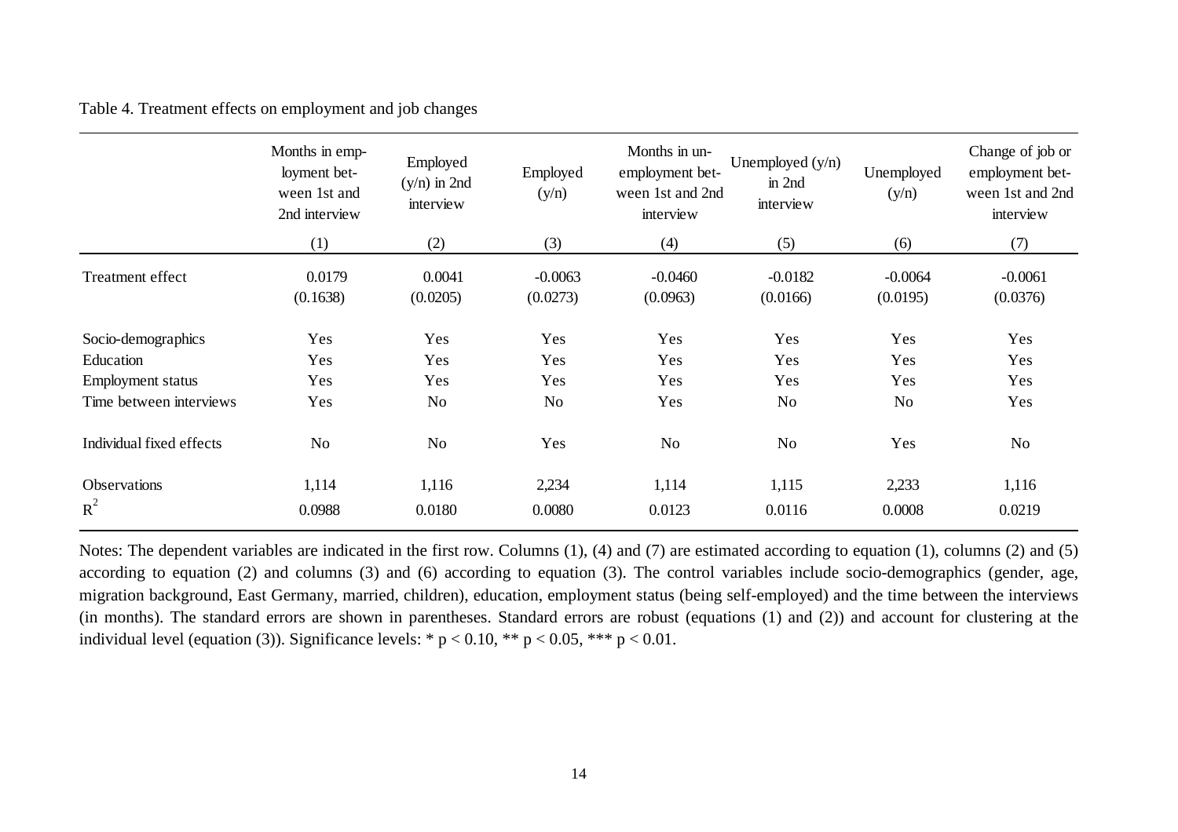Table 4. Treatment effects on employment and job changes

| | Months in employment between 1st and 2nd interview | Employed (y/n) in 2nd interview | Employed (y/n) | Months in unemployment between 1st and 2nd interview | Unemployed (y/n) in 2nd interview | Unemployed (y/n) | Change of job or employment between 1st and 2nd interview |
|---|---|---|---|---|---|---|---|
| | (1) | (2) | (3) | (4) | (5) | (6) | (7) |
| Treatment effect | 0.0179 | 0.0041 | -0.0063 | -0.0460 | -0.0182 | -0.0064 | -0.0061 |
| | (0.1638) | (0.0205) | (0.0273) | (0.0963) | (0.0166) | (0.0195) | (0.0376) |
| Socio-demographics | Yes | Yes | Yes | Yes | Yes | Yes | Yes |
| Education | Yes | Yes | Yes | Yes | Yes | Yes | Yes |
| Employment status | Yes | Yes | Yes | Yes | Yes | Yes | Yes |
| Time between interviews | Yes | No | No | Yes | No | No | Yes |
| Individual fixed effects | No | No | Yes | No | No | Yes | No |
| Observations | 1,114 | 1,116 | 2,234 | 1,114 | 1,115 | 2,233 | 1,116 |
| $R^2$ | 0.0988 | 0.0180 | 0.0080 | 0.0123 | 0.0116 | 0.0008 | 0.0219 |

Notes: The dependent variables are indicated in the first row. Columns (1), (4) and (7) are estimated according to equation (1), columns (2) and (5) according to equation (2) and columns (3) and (6) according to equation (3). The control variables include socio-demographics (gender, age, migration background, East Germany, married, children), education, employment status (being self-employed) and the time between the interviews (in months). The standard errors are shown in parentheses. Standard errors are robust (equations (1) and (2)) and account for clustering at the individual level (equation (3)). Significance levels: * $p < 0.10$, ** $p < 0.05$, *** $p < 0.01$.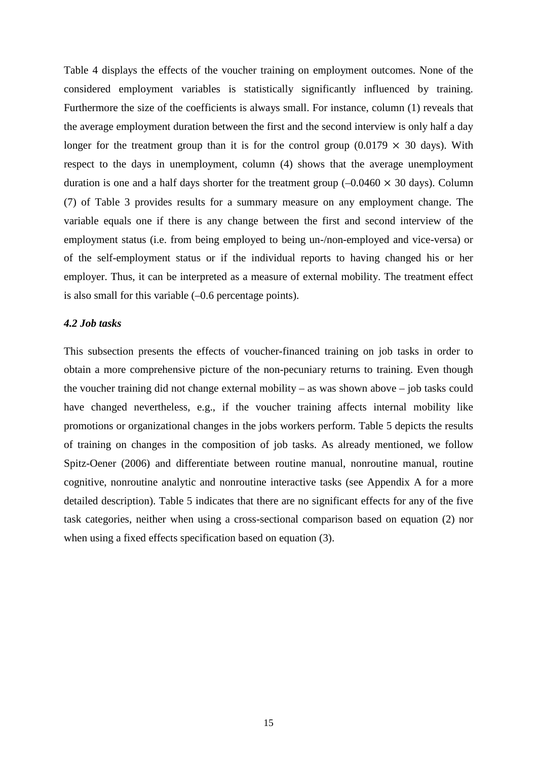Table 4 displays the effects of the voucher training on employment outcomes. None of the considered employment variables is statistically significantly influenced by training. Furthermore the size of the coefficients is always small. For instance, column (1) reveals that the average employment duration between the first and the second interview is only half a day longer for the treatment group than it is for the control group ($0.0179 \times 30$ days). With respect to the days in unemployment, column (4) shows that the average unemployment duration is one and a half days shorter for the treatment group ($-0.0460 \times 30$ days). Column (7) of Table 3 provides results for a summary measure on any employment change. The variable equals one if there is any change between the first and second interview of the employment status (i.e. from being employed to being un-/non-employed and vice-versa) or of the self-employment status or if the individual reports to having changed his or her employer. Thus, it can be interpreted as a measure of external mobility. The treatment effect is also small for this variable (–0.6 percentage points).

### *4.2 Job tasks*

This subsection presents the effects of voucher-financed training on job tasks in order to obtain a more comprehensive picture of the non-pecuniary returns to training. Even though the voucher training did not change external mobility – as was shown above – job tasks could have changed nevertheless, e.g., if the voucher training affects internal mobility like promotions or organizational changes in the jobs workers perform. Table 5 depicts the results of training on changes in the composition of job tasks. As already mentioned, we follow Spitz-Oener (2006) and differentiate between routine manual, nonroutine manual, routine cognitive, nonroutine analytic and nonroutine interactive tasks (see Appendix A for a more detailed description). Table 5 indicates that there are no significant effects for any of the five task categories, neither when using a cross-sectional comparison based on equation (2) nor when using a fixed effects specification based on equation (3).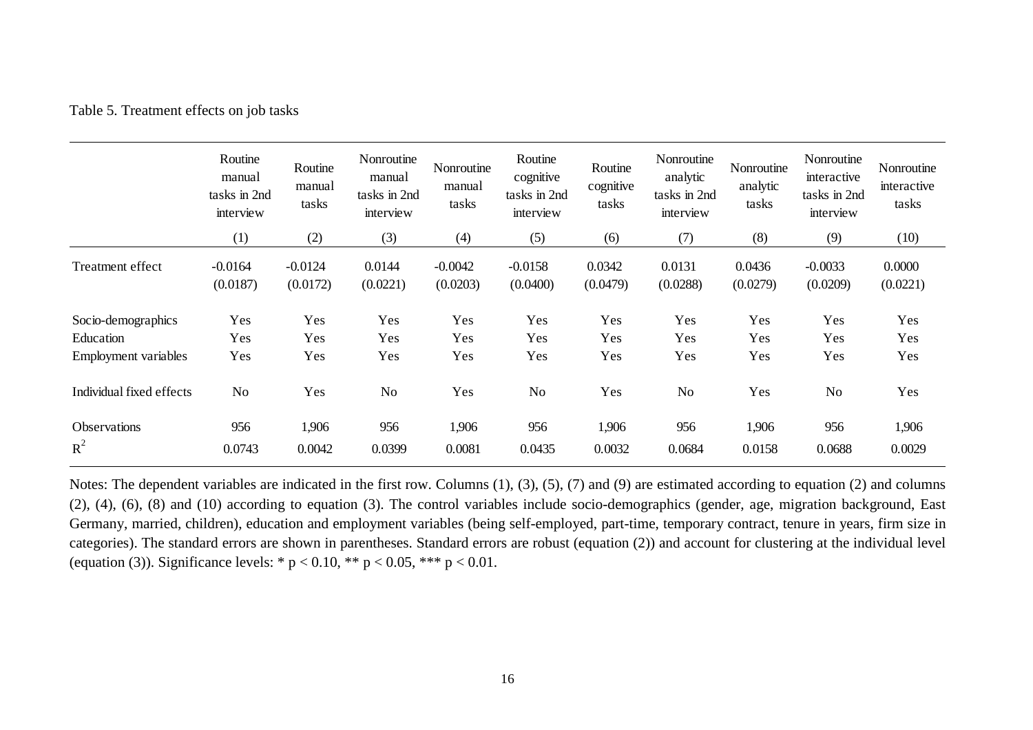Table 5. Treatment effects on job tasks

| | Routine manual tasks in 2nd interview | Routine manual tasks | Nonroutine manual tasks in 2nd interview | Nonroutine manual tasks | Routine cognitive tasks in 2nd interview | Routine cognitive tasks | Nonroutine analytic tasks in 2nd interview | Nonroutine analytic tasks | Nonroutine interactive tasks in 2nd interview | Nonroutine interactive tasks |
|---|---|---|---|---|---|---|---|---|---|---|
| | (1) | (2) | (3) | (4) | (5) | (6) | (7) | (8) | (9) | (10) |
| Treatment effect | -0.0164 | -0.0124 | 0.0144 | -0.0042 | -0.0158 | 0.0342 | 0.0131 | 0.0436 | -0.0033 | 0.0000 |
| | (0.0187) | (0.0172) | (0.0221) | (0.0203) | (0.0400) | (0.0479) | (0.0288) | (0.0279) | (0.0209) | (0.0221) |
| Socio-demographics | Yes | Yes | Yes | Yes | Yes | Yes | Yes | Yes | Yes | Yes |
| Education | Yes | Yes | Yes | Yes | Yes | Yes | Yes | Yes | Yes | Yes |
| Employment variables | Yes | Yes | Yes | Yes | Yes | Yes | Yes | Yes | Yes | Yes |
| Individual fixed effects | No | Yes | No | Yes | No | Yes | No | Yes | No | Yes |
| Observations | 956 | 1,906 | 956 | 1,906 | 956 | 1,906 | 956 | 1,906 | 956 | 1,906 |
| $R^2$ | 0.0743 | 0.0042 | 0.0399 | 0.0081 | 0.0435 | 0.0032 | 0.0684 | 0.0158 | 0.0688 | 0.0029 |

Notes: The dependent variables are indicated in the first row. Columns (1), (3), (5), (7) and (9) are estimated according to equation (2) and columns (2), (4), (6), (8) and (10) according to equation (3). The control variables include socio-demographics (gender, age, migration background, East Germany, married, children), education and employment variables (being self-employed, part-time, temporary contract, tenure in years, firm size in categories). The standard errors are shown in parentheses. Standard errors are robust (equation (2)) and account for clustering at the individual level (equation (3)). Significance levels: * $p < 0.10$, ** $p < 0.05$, *** $p < 0.01$.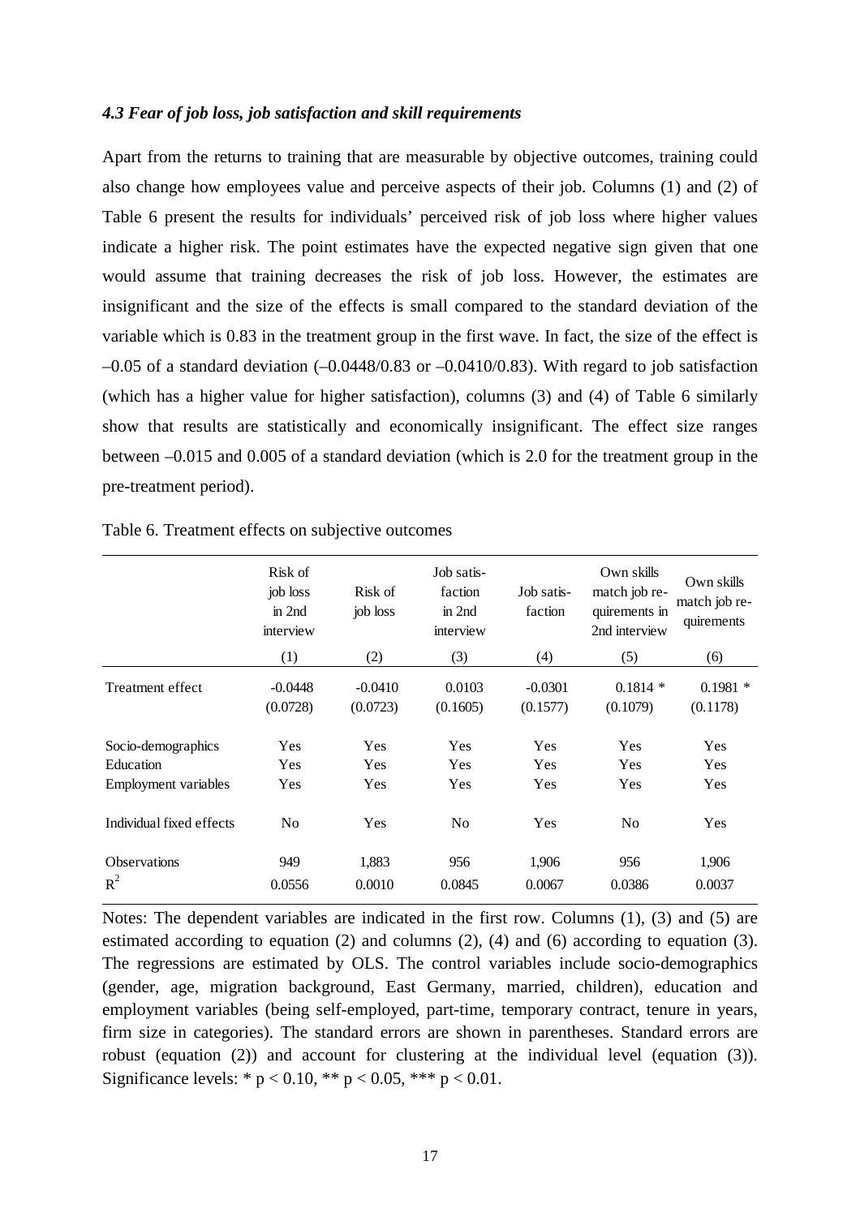### *4.3 Fear of job loss, job satisfaction and skill requirements*

Apart from the returns to training that are measurable by objective outcomes, training could also change how employees value and perceive aspects of their job. Columns (1) and (2) of Table 6 present the results for individuals' perceived risk of job loss where higher values indicate a higher risk. The point estimates have the expected negative sign given that one would assume that training decreases the risk of job loss. However, the estimates are insignificant and the size of the effects is small compared to the standard deviation of the variable which is 0.83 in the treatment group in the first wave. In fact, the size of the effect is –0.05 of a standard deviation (–0.0448/0.83 or –0.0410/0.83). With regard to job satisfaction (which has a higher value for higher satisfaction), columns (3) and (4) of Table 6 similarly show that results are statistically and economically insignificant. The effect size ranges between –0.015 and 0.005 of a standard deviation (which is 2.0 for the treatment group in the pre-treatment period).

Table 6. Treatment effects on subjective outcomes

| | Risk of job loss in 2nd interview | Risk of job loss | Job satis-faction in 2nd interview | Job satis-faction | Own skills match job re-quirements in 2nd interview | Own skills match job re-quirements |
|---|---|---|---|---|---|---|
| | (1) | (2) | (3) | (4) | (5) | (6) |
| Treatment effect | -0.0448 | -0.0410 | 0.0103 | -0.0301 | 0.1814 * | 0.1981 * |
| | (0.0728) | (0.0723) | (0.1605) | (0.1577) | (0.1079) | (0.1178) |
| Socio-demographics | Yes | Yes | Yes | Yes | Yes | Yes |
| Education | Yes | Yes | Yes | Yes | Yes | Yes |
| Employment variables | Yes | Yes | Yes | Yes | Yes | Yes |
| Individual fixed effects | No | Yes | No | Yes | No | Yes |
| Observations | 949 | 1,883 | 956 | 1,906 | 956 | 1,906 |
| $R^2$ | 0.0556 | 0.0010 | 0.0845 | 0.0067 | 0.0386 | 0.0037 |

Notes: The dependent variables are indicated in the first row. Columns (1), (3) and (5) are estimated according to equation (2) and columns (2), (4) and (6) according to equation (3). The regressions are estimated by OLS. The control variables include socio-demographics (gender, age, migration background, East Germany, married, children), education and employment variables (being self-employed, part-time, temporary contract, tenure in years, firm size in categories). The standard errors are shown in parentheses. Standard errors are robust (equation (2)) and account for clustering at the individual level (equation (3)). Significance levels: * $p < 0.10$, ** $p < 0.05$, *** $p < 0.01$.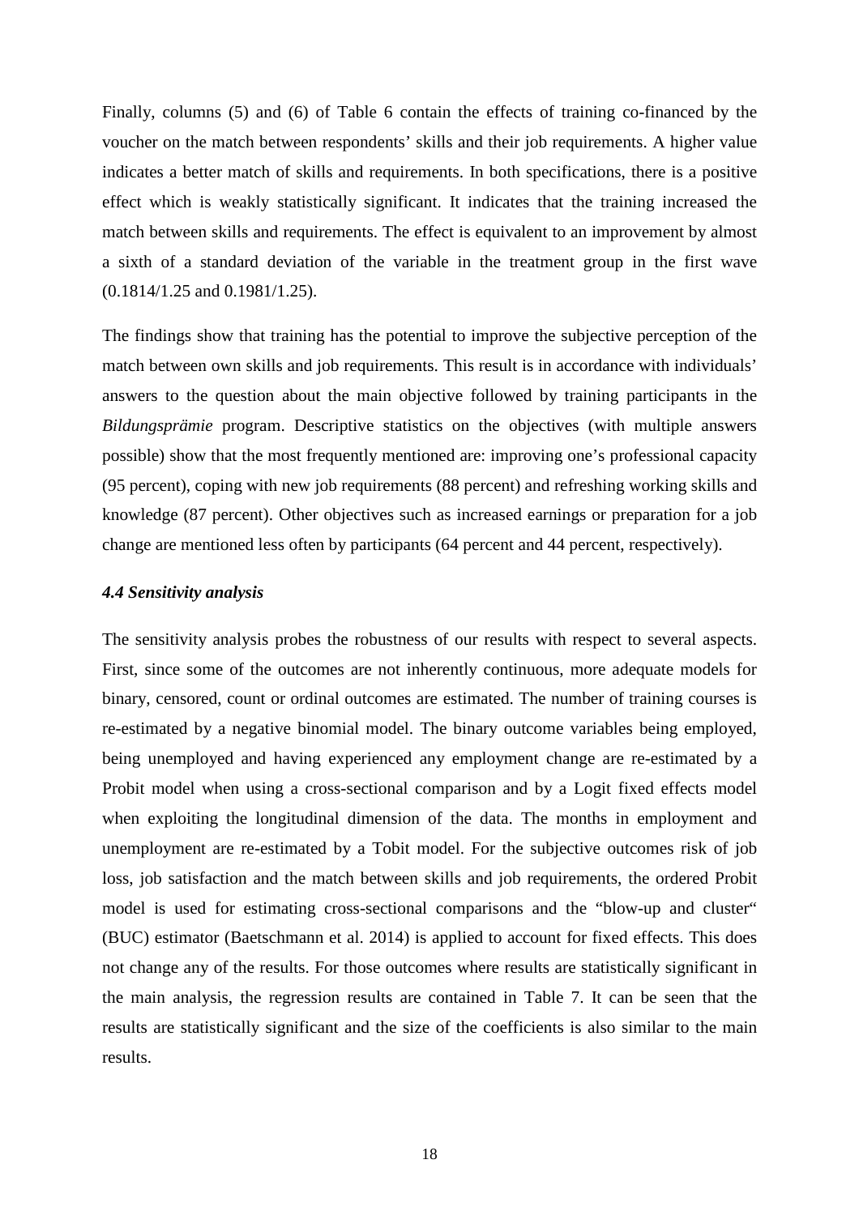Finally, columns (5) and (6) of Table 6 contain the effects of training co-financed by the voucher on the match between respondents' skills and their job requirements. A higher value indicates a better match of skills and requirements. In both specifications, there is a positive effect which is weakly statistically significant. It indicates that the training increased the match between skills and requirements. The effect is equivalent to an improvement by almost a sixth of a standard deviation of the variable in the treatment group in the first wave (0.1814/1.25 and 0.1981/1.25).

The findings show that training has the potential to improve the subjective perception of the match between own skills and job requirements. This result is in accordance with individuals' answers to the question about the main objective followed by training participants in the *Bildungsprämie* program. Descriptive statistics on the objectives (with multiple answers possible) show that the most frequently mentioned are: improving one's professional capacity (95 percent), coping with new job requirements (88 percent) and refreshing working skills and knowledge (87 percent). Other objectives such as increased earnings or preparation for a job change are mentioned less often by participants (64 percent and 44 percent, respectively).

### *4.4 Sensitivity analysis*

The sensitivity analysis probes the robustness of our results with respect to several aspects. First, since some of the outcomes are not inherently continuous, more adequate models for binary, censored, count or ordinal outcomes are estimated. The number of training courses is re-estimated by a negative binomial model. The binary outcome variables being employed, being unemployed and having experienced any employment change are re-estimated by a Probit model when using a cross-sectional comparison and by a Logit fixed effects model when exploiting the longitudinal dimension of the data. The months in employment and unemployment are re-estimated by a Tobit model. For the subjective outcomes risk of job loss, job satisfaction and the match between skills and job requirements, the ordered Probit model is used for estimating cross-sectional comparisons and the "blow-up and cluster" (BUC) estimator (Baetschmann et al. 2014) is applied to account for fixed effects. This does not change any of the results. For those outcomes where results are statistically significant in the main analysis, the regression results are contained in Table 7. It can be seen that the results are statistically significant and the size of the coefficients is also similar to the main results.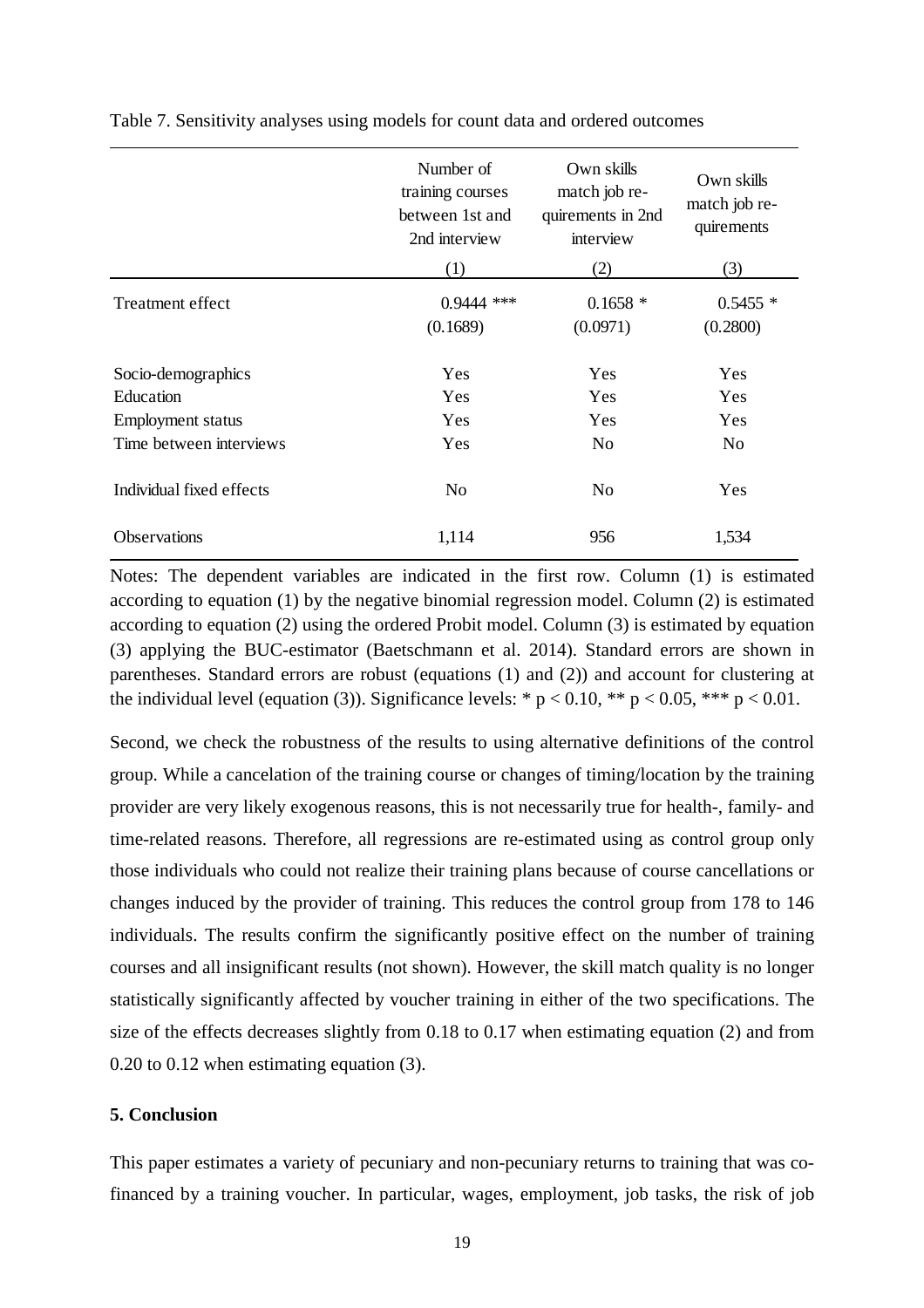Table 7. Sensitivity analyses using models for count data and ordered outcomes

| | Number of training courses between 1st and 2nd interview | Own skills match job requirements in 2nd interview | Own skills match job requirements |
|---|---|---|---|
| | (1) | (2) | (3) |
| Treatment effect | 0.9444 *** | 0.1658 * | 0.5455 * |
| | (0.1689) | (0.0971) | (0.2800) |
| Socio-demographics | Yes | Yes | Yes |
| Education | Yes | Yes | Yes |
| Employment status | Yes | Yes | Yes |
| Time between interviews | Yes | No | No |
| Individual fixed effects | No | No | Yes |
| Observations | 1,114 | 956 | 1,534 |

Notes: The dependent variables are indicated in the first row. Column (1) is estimated according to equation (1) by the negative binomial regression model. Column (2) is estimated according to equation (2) using the ordered Probit model. Column (3) is estimated by equation (3) applying the BUC-estimator (Baetschmann et al. 2014). Standard errors are shown in parentheses. Standard errors are robust (equations (1) and (2)) and account for clustering at the individual level (equation (3)). Significance levels: * $p < 0.10$, ** $p < 0.05$, *** $p < 0.01$.

Second, we check the robustness of the results to using alternative definitions of the control group. While a cancelation of the training course or changes of timing/location by the training provider are very likely exogenous reasons, this is not necessarily true for health-, family- and time-related reasons. Therefore, all regressions are re-estimated using as control group only those individuals who could not realize their training plans because of course cancellations or changes induced by the provider of training. This reduces the control group from 178 to 146 individuals. The results confirm the significantly positive effect on the number of training courses and all insignificant results (not shown). However, the skill match quality is no longer statistically significantly affected by voucher training in either of the two specifications. The size of the effects decreases slightly from 0.18 to 0.17 when estimating equation (2) and from 0.20 to 0.12 when estimating equation (3).

## 5. Conclusion

This paper estimates a variety of pecuniary and non-pecuniary returns to training that was co-financed by a training voucher. In particular, wages, employment, job tasks, the risk of job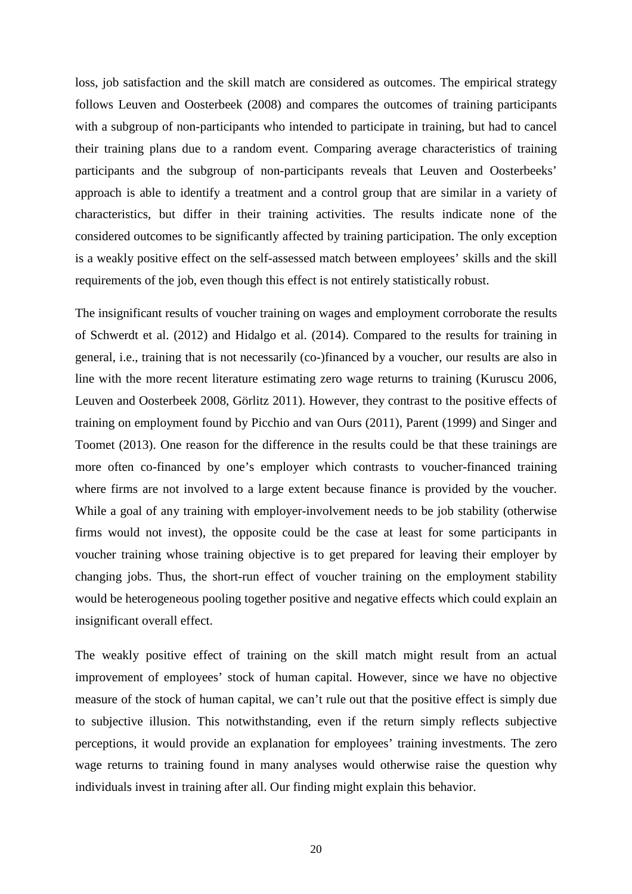loss, job satisfaction and the skill match are considered as outcomes. The empirical strategy follows Leuven and Oosterbeek (2008) and compares the outcomes of training participants with a subgroup of non-participants who intended to participate in training, but had to cancel their training plans due to a random event. Comparing average characteristics of training participants and the subgroup of non-participants reveals that Leuven and Oosterbeeks' approach is able to identify a treatment and a control group that are similar in a variety of characteristics, but differ in their training activities. The results indicate none of the considered outcomes to be significantly affected by training participation. The only exception is a weakly positive effect on the self-assessed match between employees' skills and the skill requirements of the job, even though this effect is not entirely statistically robust.

The insignificant results of voucher training on wages and employment corroborate the results of Schwerdt et al. (2012) and Hidalgo et al. (2014). Compared to the results for training in general, i.e., training that is not necessarily (co-)financed by a voucher, our results are also in line with the more recent literature estimating zero wage returns to training (Kuruscu 2006, Leuven and Oosterbeek 2008, Görlitz 2011). However, they contrast to the positive effects of training on employment found by Picchio and van Ours (2011), Parent (1999) and Singer and Toomet (2013). One reason for the difference in the results could be that these trainings are more often co-financed by one's employer which contrasts to voucher-financed training where firms are not involved to a large extent because finance is provided by the voucher. While a goal of any training with employer-involvement needs to be job stability (otherwise firms would not invest), the opposite could be the case at least for some participants in voucher training whose training objective is to get prepared for leaving their employer by changing jobs. Thus, the short-run effect of voucher training on the employment stability would be heterogeneous pooling together positive and negative effects which could explain an insignificant overall effect.

The weakly positive effect of training on the skill match might result from an actual improvement of employees' stock of human capital. However, since we have no objective measure of the stock of human capital, we can't rule out that the positive effect is simply due to subjective illusion. This notwithstanding, even if the return simply reflects subjective perceptions, it would provide an explanation for employees' training investments. The zero wage returns to training found in many analyses would otherwise raise the question why individuals invest in training after all. Our finding might explain this behavior.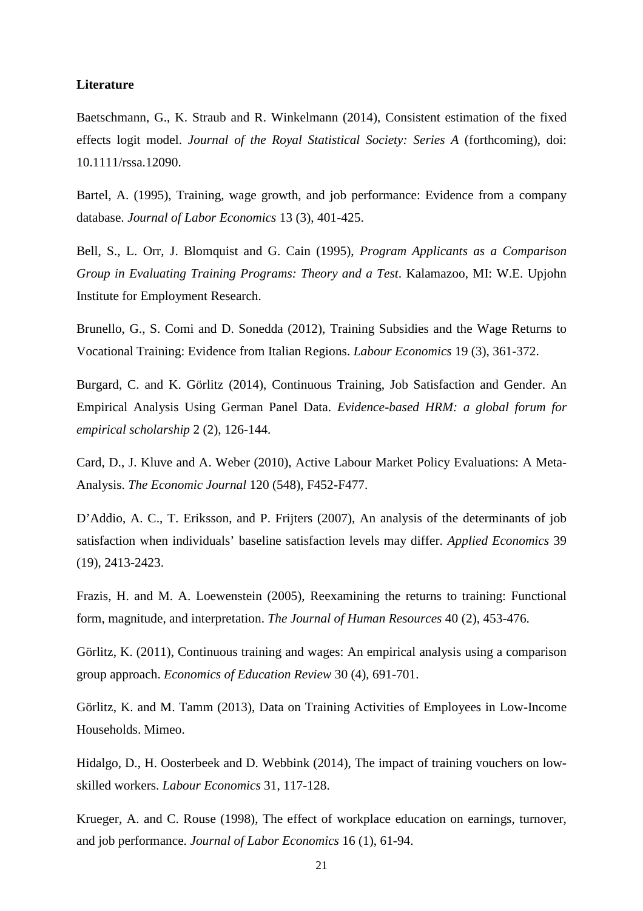**Literature**

Baetschmann, G., K. Straub and R. Winkelmann (2014), Consistent estimation of the fixed effects logit model. *Journal of the Royal Statistical Society: Series A* (forthcoming), doi: 10.1111/rssa.12090.

Bartel, A. (1995), Training, wage growth, and job performance: Evidence from a company database. *Journal of Labor Economics* 13 (3), 401-425.

Bell, S., L. Orr, J. Blomquist and G. Cain (1995), *Program Applicants as a Comparison Group in Evaluating Training Programs: Theory and a Test*. Kalamazoo, MI: W.E. Upjohn Institute for Employment Research.

Brunello, G., S. Comi and D. Sonedda (2012), Training Subsidies and the Wage Returns to Vocational Training: Evidence from Italian Regions. *Labour Economics* 19 (3), 361-372.

Burgard, C. and K. Görlitz (2014), Continuous Training, Job Satisfaction and Gender. An Empirical Analysis Using German Panel Data. *Evidence-based HRM: a global forum for empirical scholarship* 2 (2), 126-144.

Card, D., J. Kluve and A. Weber (2010), Active Labour Market Policy Evaluations: A Meta-Analysis. *The Economic Journal* 120 (548), F452-F477.

D'Addio, A. C., T. Eriksson, and P. Frijters (2007), An analysis of the determinants of job satisfaction when individuals' baseline satisfaction levels may differ. *Applied Economics* 39 (19), 2413-2423.

Frazis, H. and M. A. Loewenstein (2005), Reexamining the returns to training: Functional form, magnitude, and interpretation. *The Journal of Human Resources* 40 (2), 453-476.

Görlitz, K. (2011), Continuous training and wages: An empirical analysis using a comparison group approach. *Economics of Education Review* 30 (4), 691-701.

Görlitz, K. and M. Tamm (2013), Data on Training Activities of Employees in Low-Income Households. Mimeo.

Hidalgo, D., H. Oosterbeek and D. Webbink (2014), The impact of training vouchers on low-skilled workers. *Labour Economics* 31, 117-128.

Krueger, A. and C. Rouse (1998), The effect of workplace education on earnings, turnover, and job performance. *Journal of Labor Economics* 16 (1), 61-94.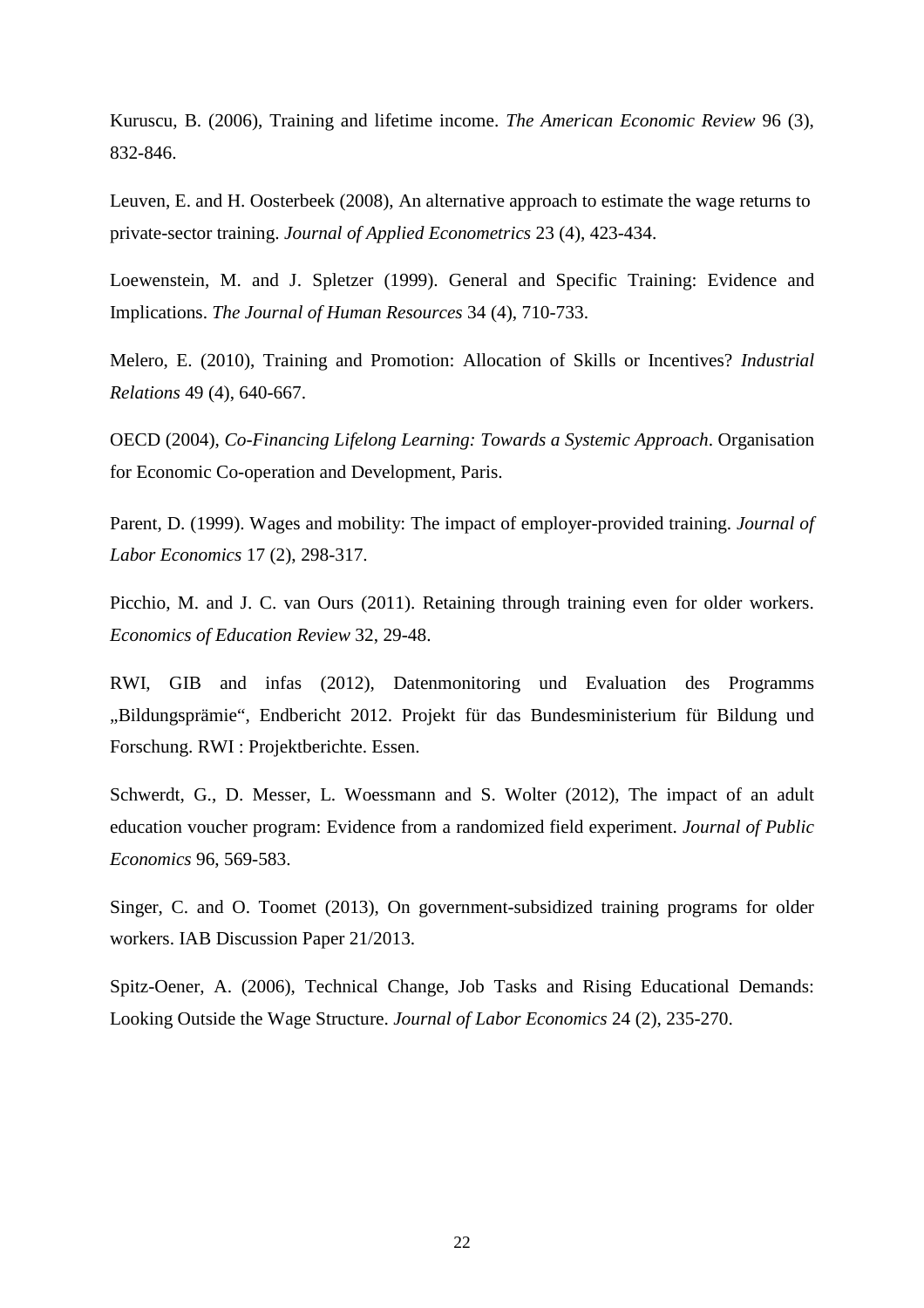Kuruscu, B. (2006), Training and lifetime income. *The American Economic Review* 96 (3), 832-846.

Leuven, E. and H. Oosterbeek (2008), An alternative approach to estimate the wage returns to private-sector training. *Journal of Applied Econometrics* 23 (4), 423-434.

Loewenstein, M. and J. Spletzer (1999). General and Specific Training: Evidence and Implications. *The Journal of Human Resources* 34 (4), 710-733.

Melero, E. (2010), Training and Promotion: Allocation of Skills or Incentives? *Industrial Relations* 49 (4), 640-667.

OECD (2004), *Co-Financing Lifelong Learning: Towards a Systemic Approach*. Organisation for Economic Co-operation and Development, Paris.

Parent, D. (1999). Wages and mobility: The impact of employer-provided training. *Journal of Labor Economics* 17 (2), 298-317.

Picchio, M. and J. C. van Ours (2011). Retaining through training even for older workers. *Economics of Education Review* 32, 29-48.

RWI, GIB and infas (2012), Datenmonitoring und Evaluation des Programms „Bildungsprämie“, Endbericht 2012. Projekt für das Bundesministerium für Bildung und Forschung. RWI : Projektberichte. Essen.

Schwerdt, G., D. Messer, L. Woessmann and S. Wolter (2012), The impact of an adult education voucher program: Evidence from a randomized field experiment. *Journal of Public Economics* 96, 569-583.

Singer, C. and O. Toomet (2013), On government-subsidized training programs for older workers. IAB Discussion Paper 21/2013.

Spitz-Oener, A. (2006), Technical Change, Job Tasks and Rising Educational Demands: Looking Outside the Wage Structure. *Journal of Labor Economics* 24 (2), 235-270.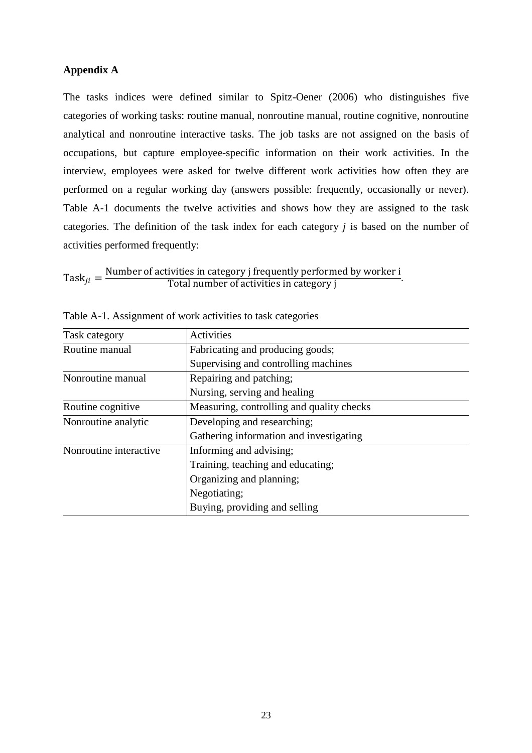**Appendix A**

The tasks indices were defined similar to Spitz-Oener (2006) who distinguishes five categories of working tasks: routine manual, nonroutine manual, routine cognitive, nonroutine analytical and nonroutine interactive tasks. The job tasks are not assigned on the basis of occupations, but capture employee-specific information on their work activities. In the interview, employees were asked for twelve different work activities how often they are performed on a regular working day (answers possible: frequently, occasionally or never). Table A-1 documents the twelve activities and shows how they are assigned to the task categories. The definition of the task index for each category *j* is based on the number of activities performed frequently:

$$\text{Task}_{ji} = \frac{\text{Number of activities in category j frequently performed by worker i}}{\text{Total number of activities in category j}}.$$

Table A-1. Assignment of work activities to task categories

| Task category | Activities |
|---|---|
| Routine manual | Fabricating and producing goods; |
| | Supervising and controlling machines |
| Nonroutine manual | Repairing and patching; |
| | Nursing, serving and healing |
| Routine cognitive | Measuring, controlling and quality checks |
| Nonroutine analytic | Developing and researching; |
| | Gathering information and investigating |
| Nonroutine interactive | Informing and advising; |
| | Training, teaching and educating; |
| | Organizing and planning; |
| | Negotiating; |
| | Buying, providing and selling |